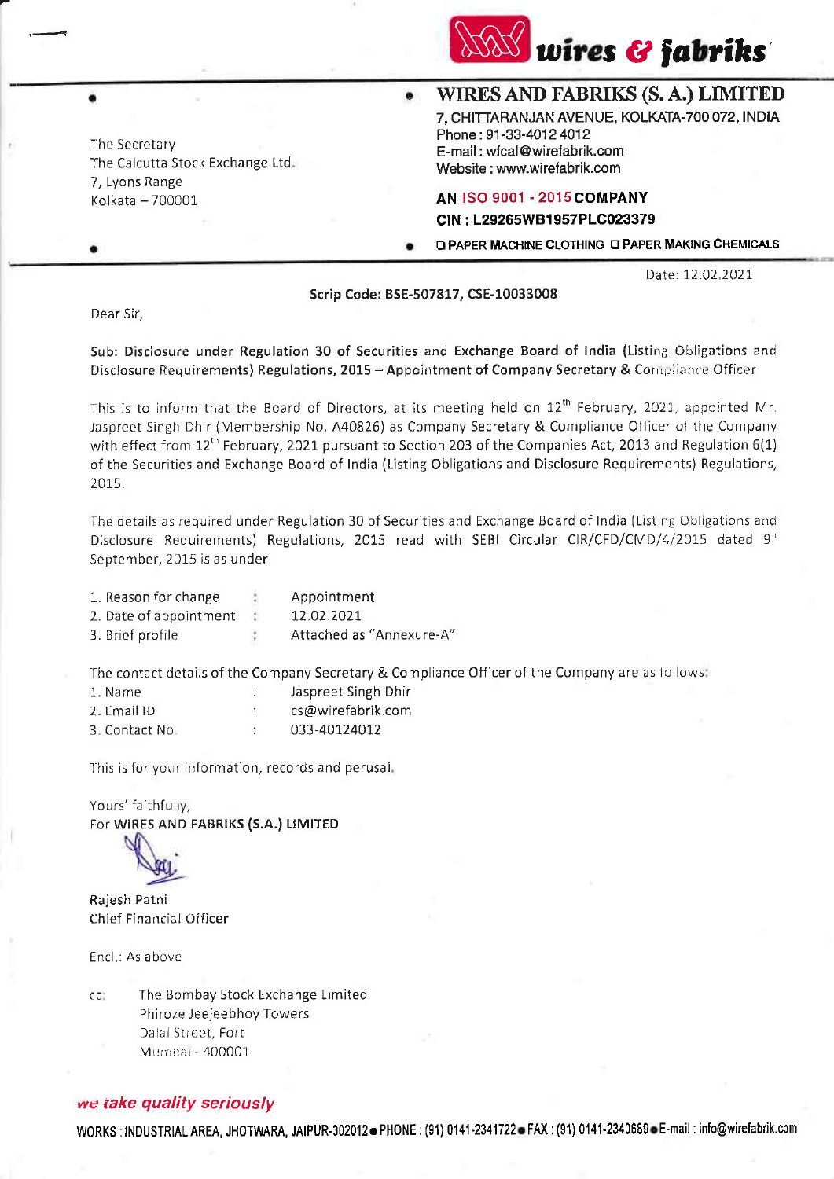wires & fabriks

# WIRES AND FABRIKS (S. A.) LIMITED

7, CHITTARANJAN AVENUE, KOLKATA-700 072, INDIA
Phone : 91-33-4012 4012
E-mail : wfcal@wirefabrik.com
Website : www.wirefabrik.com

**AN ISO 9001 - 2015 COMPANY**
**CIN : L29265WB1957PLC023379**

❑ PAPER MACHINE CLOTHING ❑ PAPER MAKING CHEMICALS

The Secretary
The Calcutta Stock Exchange Ltd.
7, Lyons Range
Kolkata – 700001

Date: 12.02.2021

**Scrip Code: BSE-507817, CSE-10033008**

Dear Sir,

**Sub: Disclosure under Regulation 30 of Securities and Exchange Board of India (Listing Obligations and Disclosure Requirements) Regulations, 2015 – Appointment of Company Secretary & Compliance Officer**

This is to inform that the Board of Directors, at its meeting held on 12th February, 2021, appointed Mr. Jaspreet Singh Dhir (Membership No. A40826) as Company Secretary & Compliance Officer of the Company with effect from 12th February, 2021 pursuant to Section 203 of the Companies Act, 2013 and Regulation 6(1) of the Securities and Exchange Board of India (Listing Obligations and Disclosure Requirements) Regulations, 2015.

The details as required under Regulation 30 of Securities and Exchange Board of India (Listing Obligations and Disclosure Requirements) Regulations, 2015 read with SEBI Circular CIR/CFD/CMD/4/2015 dated 9th September, 2015 is as under:

1. Reason for change : Appointment
2. Date of appointment : 12.02.2021
3. Brief profile : Attached as "Annexure-A"

The contact details of the Company Secretary & Compliance Officer of the Company are as follows:

1. Name : Jaspreet Singh Dhir
2. Email ID : cs@wirefabrik.com
3. Contact No. : 033-40124012

This is for your information, records and perusal.

Yours' faithfully,
For **WIRES AND FABRIKS (S.A.) LIMITED**

Rajesh Patni
Chief Financial Officer

Encl.: As above

cc: The Bombay Stock Exchange Limited
Phiroze Jeejeebhoy Towers
Dalal Street, Fort
Mumbai - 400001

*we take quality seriously*

WORKS : INDUSTRIAL AREA, JHOTWARA, JAIPUR-302012 • PHONE : (91) 0141-2341722 • FAX : (91) 0141-2340689 • E-mail : info@wirefabrik.com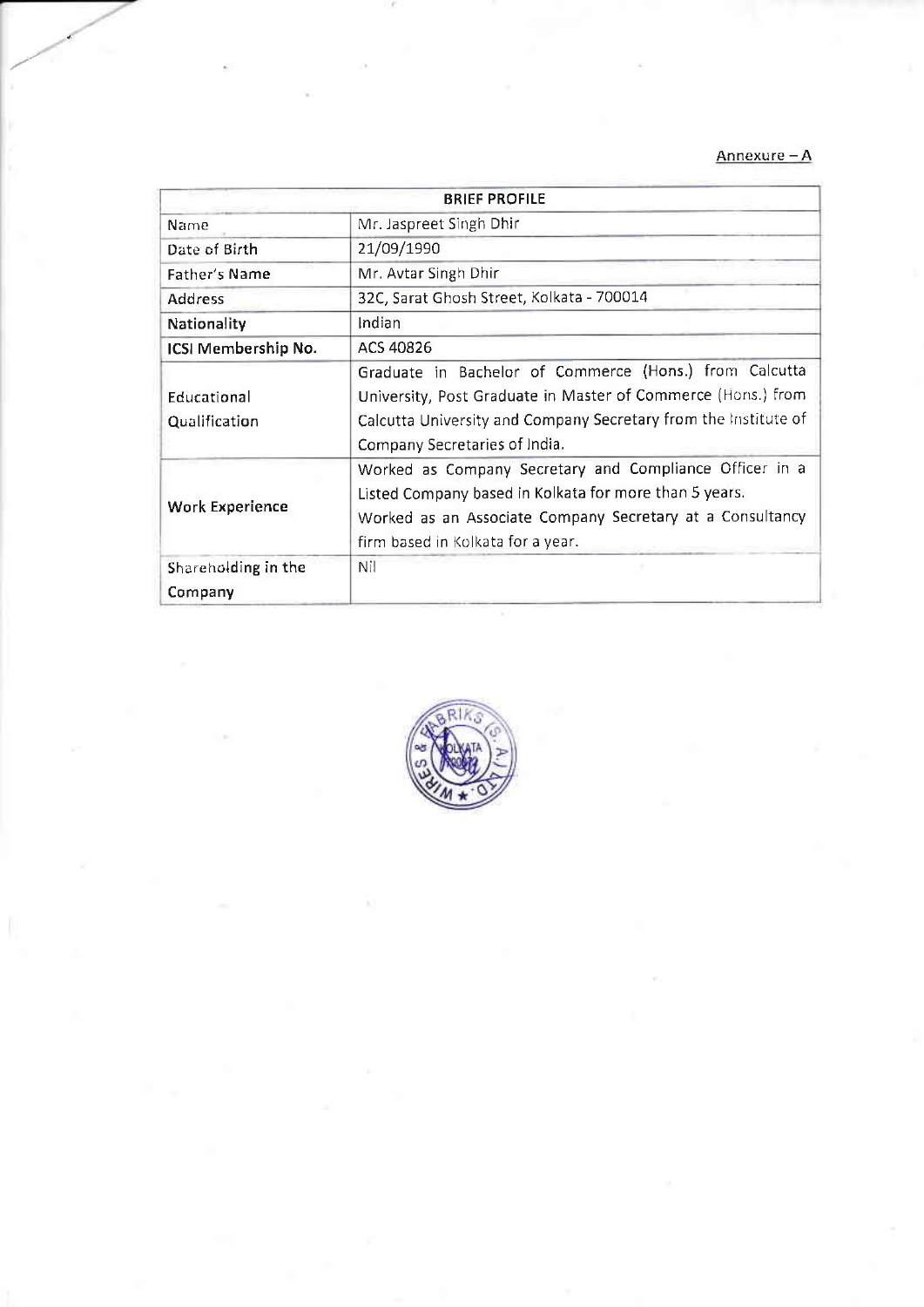Annexure – A

| BRIEF PROFILE | |
|---|---|
| Name | Mr. Jaspreet Singh Dhir |
| Date of Birth | 21/09/1990 |
| Father's Name | Mr. Avtar Singh Dhir |
| Address | 32C, Sarat Ghosh Street, Kolkata - 700014 |
| Nationality | Indian |
| ICSI Membership No. | ACS 40826 |
| Educational Qualification | Graduate in Bachelor of Commerce (Hons.) from Calcutta University, Post Graduate in Master of Commerce (Hons.) from Calcutta University and Company Secretary from the Institute of Company Secretaries of India. |
| Work Experience | Worked as Company Secretary and Compliance Officer in a Listed Company based in Kolkata for more than 5 years. Worked as an Associate Company Secretary at a Consultancy firm based in Kolkata for a year. |
| Shareholding in the Company | Nil |